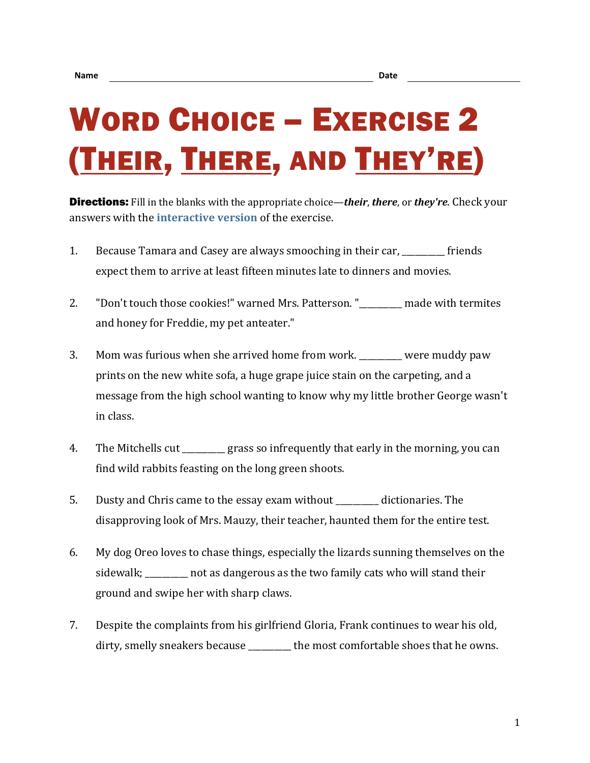Name ______________________________ Date ______________

# Word Choice – Exercise 2 (Their, There, and They're)

**Directions:** Fill in the blanks with the appropriate choice—***their***, ***there***, or ***they're***. Check your answers with the interactive version of the exercise.

1. Because Tamara and Casey are always smooching in their car, _________ friends expect them to arrive at least fifteen minutes late to dinners and movies.

2. "Don't touch those cookies!" warned Mrs. Patterson. "_________ made with termites and honey for Freddie, my pet anteater."

3. Mom was furious when she arrived home from work. _________ were muddy paw prints on the new white sofa, a huge grape juice stain on the carpeting, and a message from the high school wanting to know why my little brother George wasn't in class.

4. The Mitchells cut _________ grass so infrequently that early in the morning, you can find wild rabbits feasting on the long green shoots.

5. Dusty and Chris came to the essay exam without _________ dictionaries. The disapproving look of Mrs. Mauzy, their teacher, haunted them for the entire test.

6. My dog Oreo loves to chase things, especially the lizards sunning themselves on the sidewalk; _________ not as dangerous as the two family cats who will stand their ground and swipe her with sharp claws.

7. Despite the complaints from his girlfriend Gloria, Frank continues to wear his old, dirty, smelly sneakers because _________ the most comfortable shoes that he owns.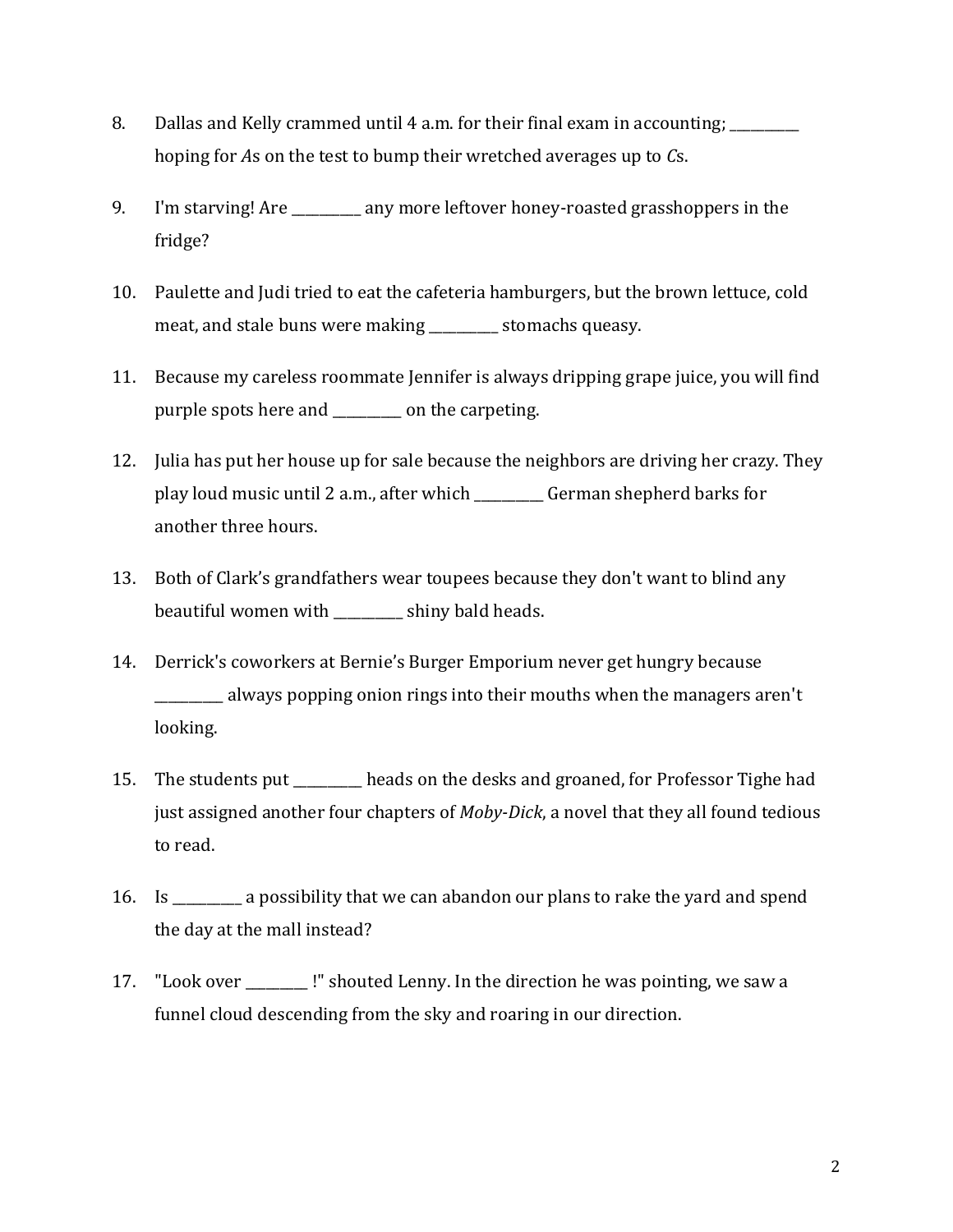8. Dallas and Kelly crammed until 4 a.m. for their final exam in accounting; __________ hoping for *A*s on the test to bump their wretched averages up to *C*s.

9. I'm starving! Are __________ any more leftover honey-roasted grasshoppers in the fridge?

10. Paulette and Judi tried to eat the cafeteria hamburgers, but the brown lettuce, cold meat, and stale buns were making __________ stomachs queasy.

11. Because my careless roommate Jennifer is always dripping grape juice, you will find purple spots here and __________ on the carpeting.

12. Julia has put her house up for sale because the neighbors are driving her crazy. They play loud music until 2 a.m., after which __________ German shepherd barks for another three hours.

13. Both of Clark's grandfathers wear toupees because they don't want to blind any beautiful women with __________ shiny bald heads.

14. Derrick's coworkers at Bernie's Burger Emporium never get hungry because __________ always popping onion rings into their mouths when the managers aren't looking.

15. The students put __________ heads on the desks and groaned, for Professor Tighe had just assigned another four chapters of *Moby-Dick*, a novel that they all found tedious to read.

16. Is __________ a possibility that we can abandon our plans to rake the yard and spend the day at the mall instead?

17. "Look over _________ !" shouted Lenny. In the direction he was pointing, we saw a funnel cloud descending from the sky and roaring in our direction.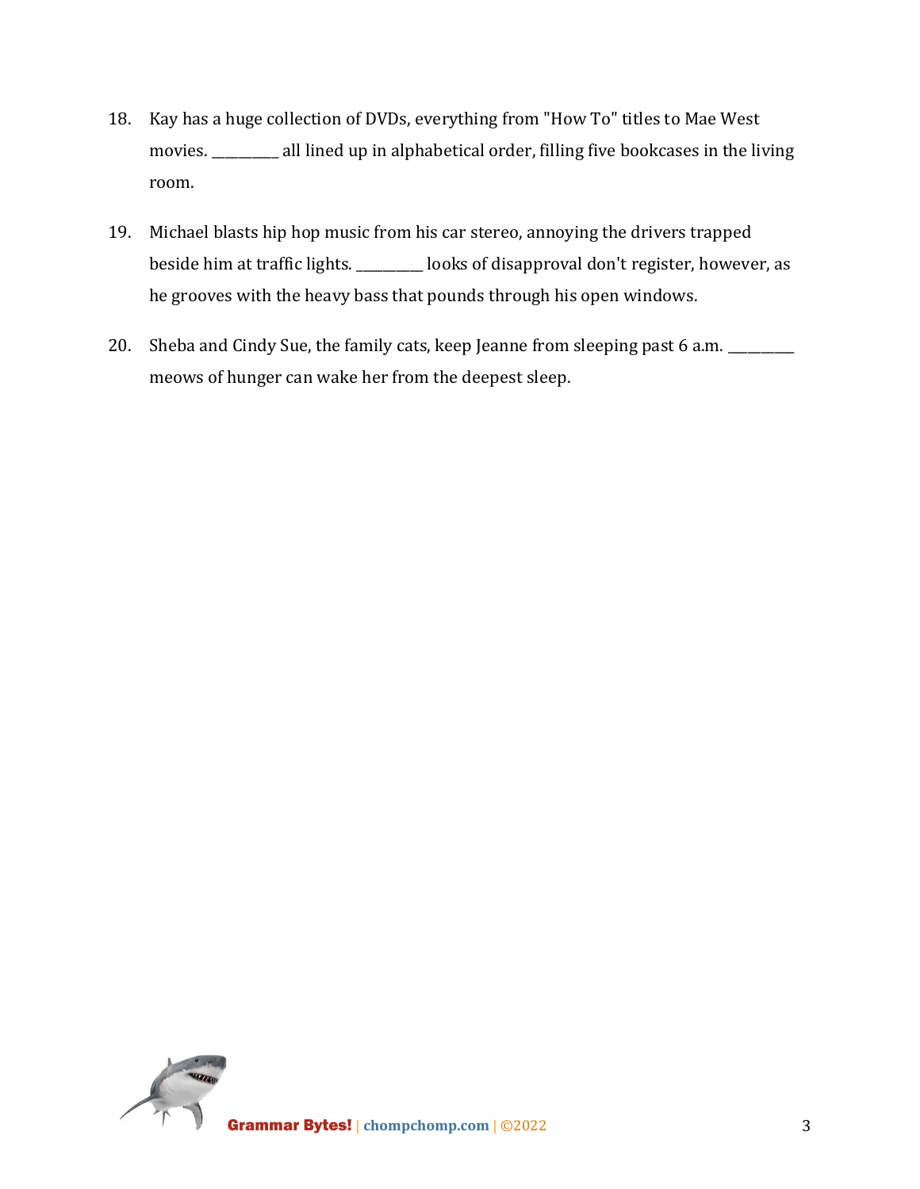18. Kay has a huge collection of DVDs, everything from "How To" titles to Mae West movies. _________ all lined up in alphabetical order, filling five bookcases in the living room.

19. Michael blasts hip hop music from his car stereo, annoying the drivers trapped beside him at traffic lights. _________ looks of disapproval don't register, however, as he grooves with the heavy bass that pounds through his open windows.

20. Sheba and Cindy Sue, the family cats, keep Jeanne from sleeping past 6 a.m. _________ meows of hunger can wake her from the deepest sleep.